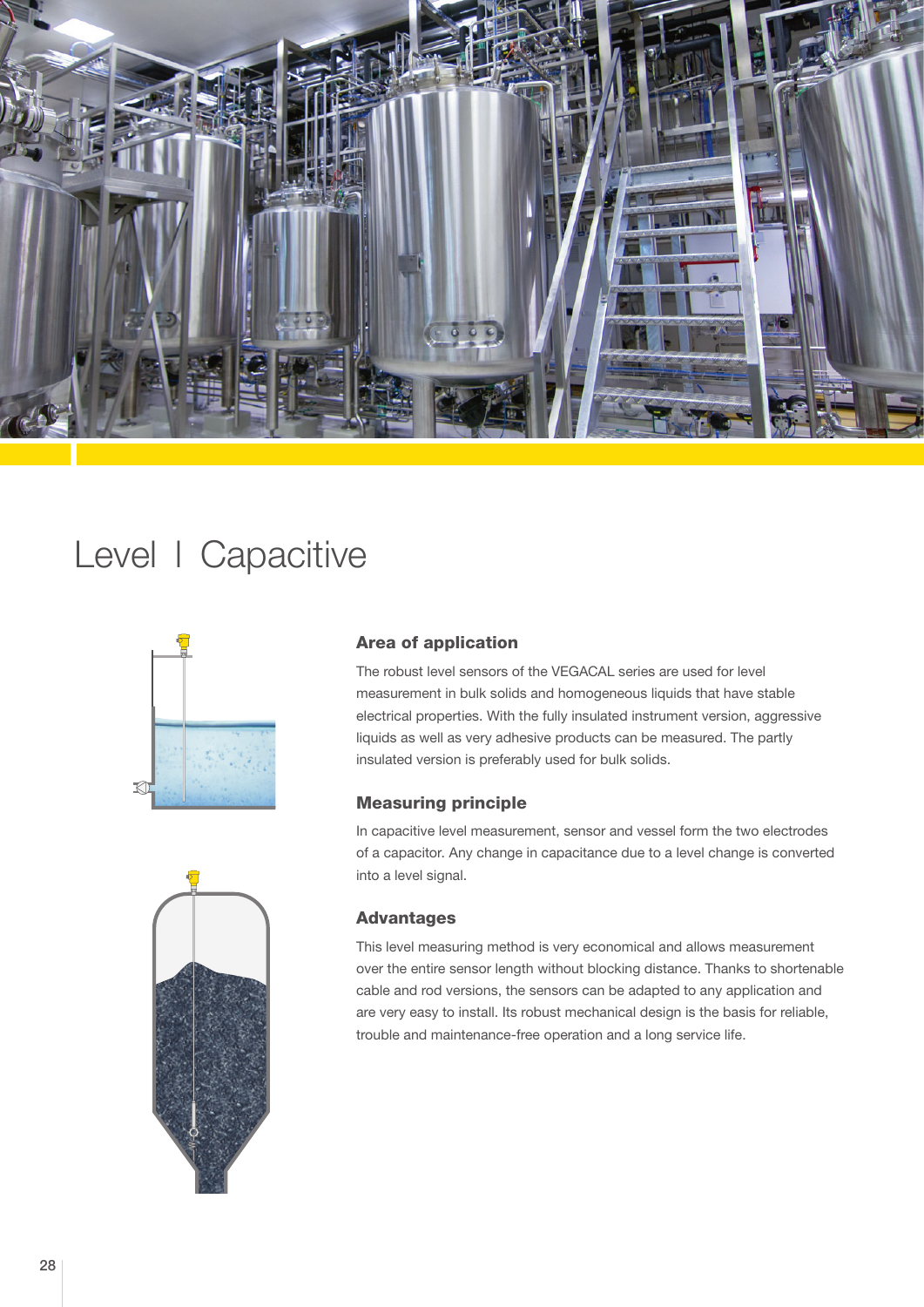# Level I Capacitive

### Area of application

The robust level sensors of the VEGACAL series are used for level measurement in bulk solids and homogeneous liquids that have stable electrical properties. With the fully insulated instrument version, aggressive liquids as well as very adhesive products can be measured. The partly insulated version is preferably used for bulk solids.

### Measuring principle

In capacitive level measurement, sensor and vessel form the two electrodes of a capacitor. Any change in capacitance due to a level change is converted into a level signal.

### Advantages

This level measuring method is very economical and allows measurement over the entire sensor length without blocking distance. Thanks to shortenable cable and rod versions, the sensors can be adapted to any application and are very easy to install. Its robust mechanical design is the basis for reliable, trouble and maintenance-free operation and a long service life.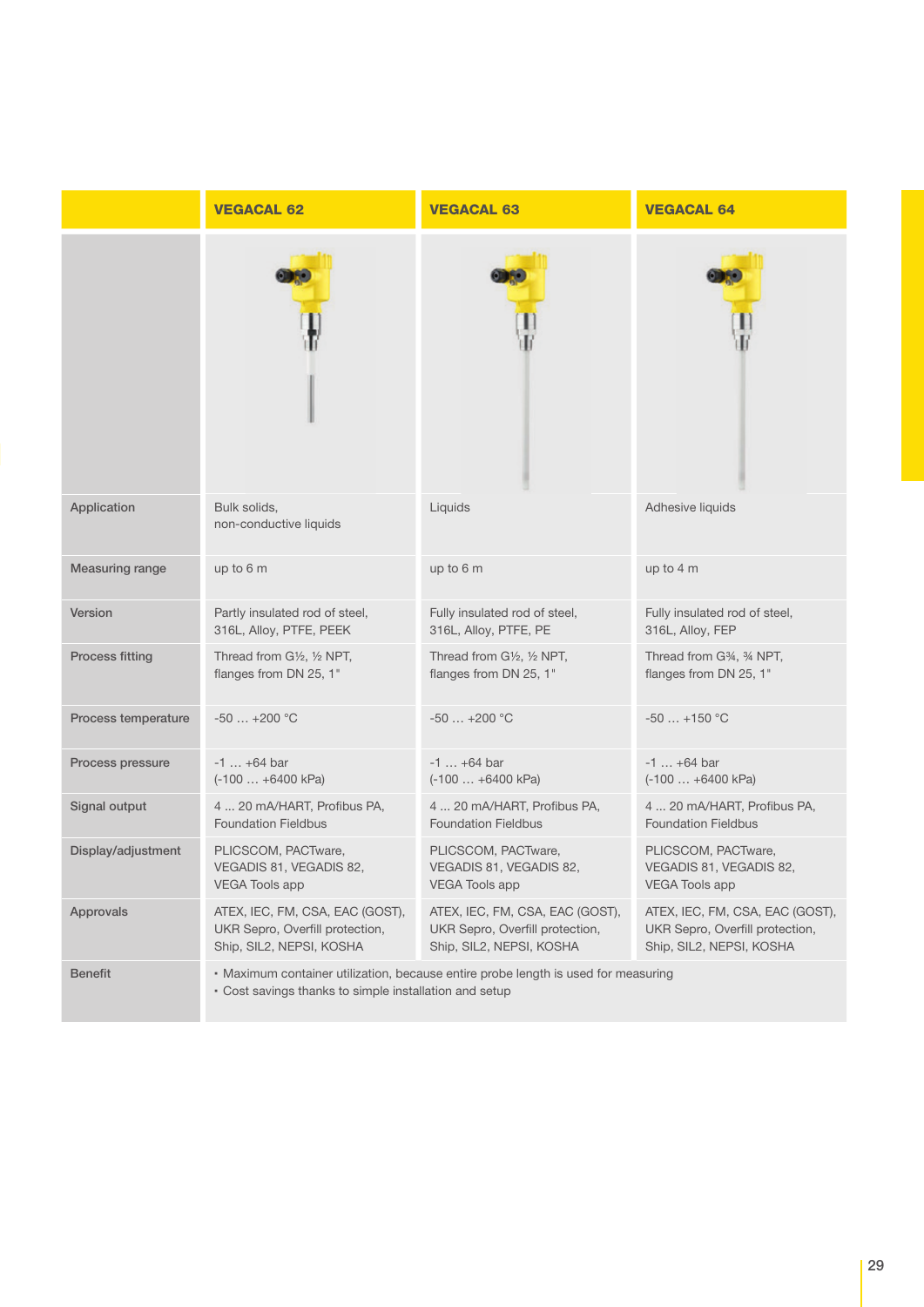| | VEGACAL 62 | VEGACAL 63 | VEGACAL 64 |
|---|---|---|---|
| Application | Bulk solids, non-conductive liquids | Liquids | Adhesive liquids |
| Measuring range | up to 6 m | up to 6 m | up to 4 m |
| Version | Partly insulated rod of steel, 316L, Alloy, PTFE, PEEK | Fully insulated rod of steel, 316L, Alloy, PTFE, PE | Fully insulated rod of steel, 316L, Alloy, FEP |
| Process fitting | Thread from G½, ½ NPT, flanges from DN 25, 1" | Thread from G½, ½ NPT, flanges from DN 25, 1" | Thread from G¾, ¾ NPT, flanges from DN 25, 1" |
| Process temperature | -50 … +200 °C | -50 … +200 °C | -50 … +150 °C |
| Process pressure | -1 … +64 bar (-100 … +6400 kPa) | -1 … +64 bar (-100 … +6400 kPa) | -1 … +64 bar (-100 … +6400 kPa) |
| Signal output | 4 ... 20 mA/HART, Profibus PA, Foundation Fieldbus | 4 ... 20 mA/HART, Profibus PA, Foundation Fieldbus | 4 ... 20 mA/HART, Profibus PA, Foundation Fieldbus |
| Display/adjustment | PLICSCOM, PACTware, VEGADIS 81, VEGADIS 82, VEGA Tools app | PLICSCOM, PACTware, VEGADIS 81, VEGADIS 82, VEGA Tools app | PLICSCOM, PACTware, VEGADIS 81, VEGADIS 82, VEGA Tools app |
| Approvals | ATEX, IEC, FM, CSA, EAC (GOST), UKR Sepro, Overfill protection, Ship, SIL2, NEPSI, KOSHA | ATEX, IEC, FM, CSA, EAC (GOST), UKR Sepro, Overfill protection, Ship, SIL2, NEPSI, KOSHA | ATEX, IEC, FM, CSA, EAC (GOST), UKR Sepro, Overfill protection, Ship, SIL2, NEPSI, KOSHA |
| Benefit | • Maximum container utilization, because entire probe length is used for measuring<br>• Cost savings thanks to simple installation and setup | | |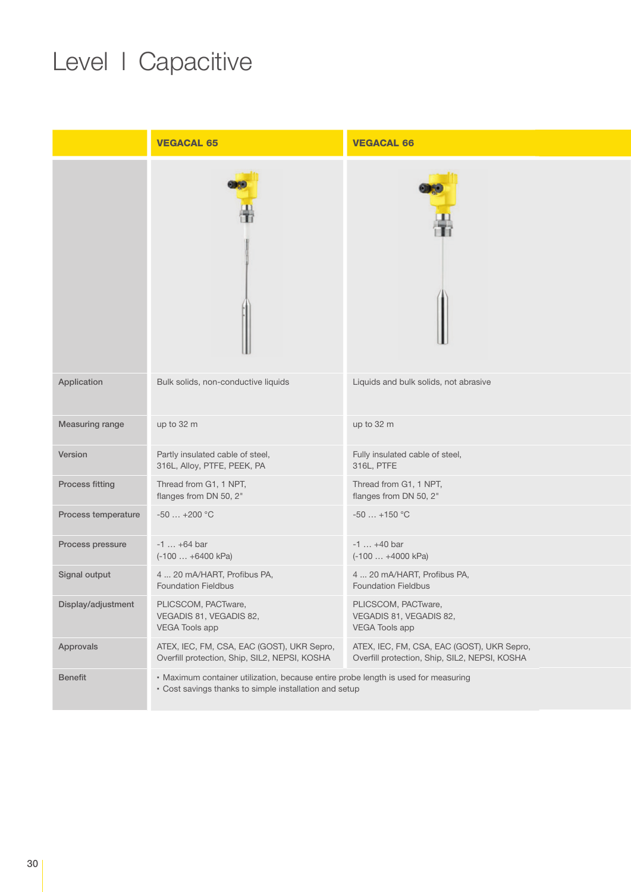# Level I Capacitive

| | VEGACAL 65 | VEGACAL 66 |
|---|---|---|
| Application | Bulk solids, non-conductive liquids | Liquids and bulk solids, not abrasive |
| Measuring range | up to 32 m | up to 32 m |
| Version | Partly insulated cable of steel, 316L, Alloy, PTFE, PEEK, PA | Fully insulated cable of steel, 316L, PTFE |
| Process fitting | Thread from G1, 1 NPT, flanges from DN 50, 2" | Thread from G1, 1 NPT, flanges from DN 50, 2" |
| Process temperature | -50 … +200 °C | -50 … +150 °C |
| Process pressure | -1 … +64 bar (-100 … +6400 kPa) | -1 … +40 bar (-100 … +4000 kPa) |
| Signal output | 4 ... 20 mA/HART, Profibus PA, Foundation Fieldbus | 4 ... 20 mA/HART, Profibus PA, Foundation Fieldbus |
| Display/adjustment | PLICSCOM, PACTware, VEGADIS 81, VEGADIS 82, VEGA Tools app | PLICSCOM, PACTware, VEGADIS 81, VEGADIS 82, VEGA Tools app |
| Approvals | ATEX, IEC, FM, CSA, EAC (GOST), UKR Sepro, Overfill protection, Ship, SIL2, NEPSI, KOSHA | ATEX, IEC, FM, CSA, EAC (GOST), UKR Sepro, Overfill protection, Ship, SIL2, NEPSI, KOSHA |
| Benefit | • Maximum container utilization, because entire probe length is used for measuring<br>• Cost savings thanks to simple installation and setup | |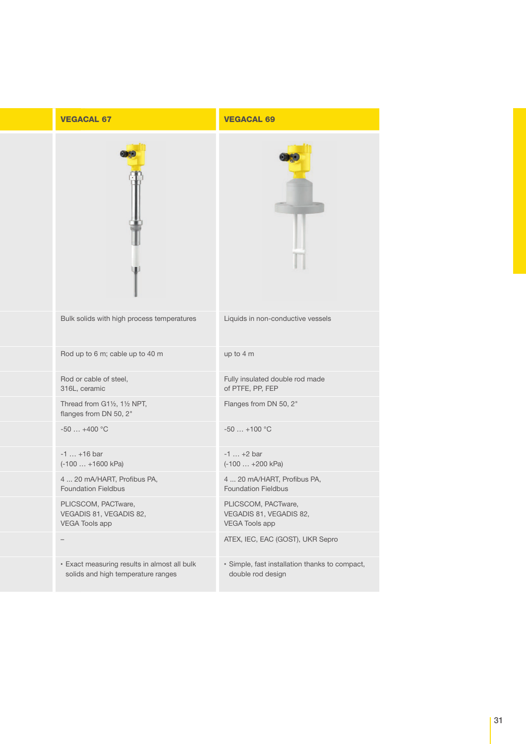| | VEGACAL 67 | VEGACAL 69 |
|---|---|---|
| | | |
| | Bulk solids with high process temperatures | Liquids in non-conductive vessels |
| | Rod up to 6 m; cable up to 40 m | up to 4 m |
| | Rod or cable of steel, 316L, ceramic | Fully insulated double rod made of PTFE, PP, FEP |
| | Thread from G1½, 1½ NPT, flanges from DN 50, 2" | Flanges from DN 50, 2" |
| | -50 … +400 °C | -50 … +100 °C |
| | -1 … +16 bar (-100 … +1600 kPa) | -1 … +2 bar (-100 … +200 kPa) |
| | 4 ... 20 mA/HART, Profibus PA, Foundation Fieldbus | 4 ... 20 mA/HART, Profibus PA, Foundation Fieldbus |
| | PLICSCOM, PACTware, VEGADIS 81, VEGADIS 82, VEGA Tools app | PLICSCOM, PACTware, VEGADIS 81, VEGADIS 82, VEGA Tools app |
| | – | ATEX, IEC, EAC (GOST), UKR Sepro |
| | • Exact measuring results in almost all bulk solids and high temperature ranges | • Simple, fast installation thanks to compact, double rod design |